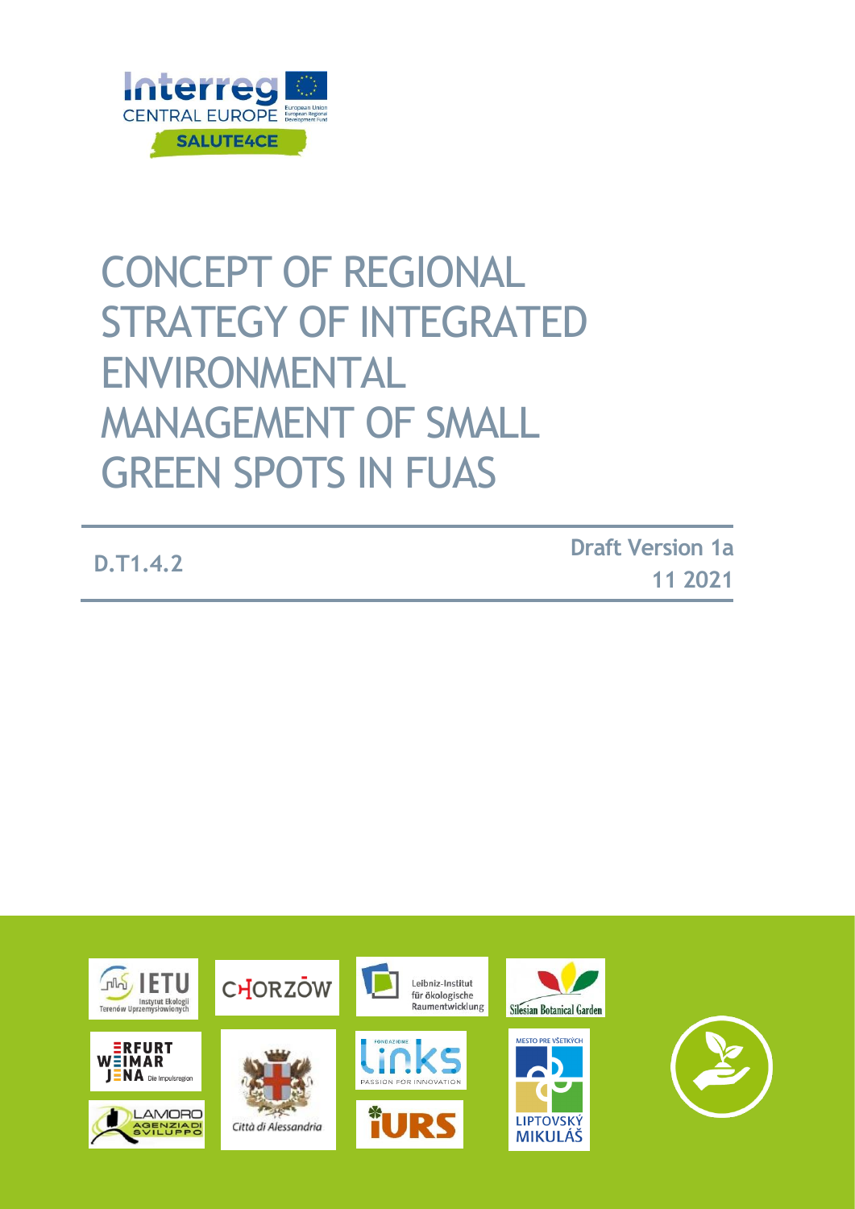Interreg
CENTRAL EUROPE
European Union
European Regional Development Fund

SALUTE4CE

# CONCEPT OF REGIONAL STRATEGY OF INTEGRATED ENVIRONMENTAL MANAGEMENT OF SMALL GREEN SPOTS IN FUAS

**D.T1.4.2**

**Draft Version 1a**
**11 2021**

IETU Instytut Ekologii Terenów Uprzemysłowionych

CHORZÓW

Leibniz-Institut für ökologische Raumentwicklung

Silesian Botanical Garden

ERFURT WEIMAR JENA Die Impulsregion

Città di Alessandria

Fondazione Links PASSION FOR INNOVATION

MESTO PRE VŠETKÝCH LIPTOVSKÝ MIKULÁŠ

LAMORO AGENZIA DI SVILUPPO

iURS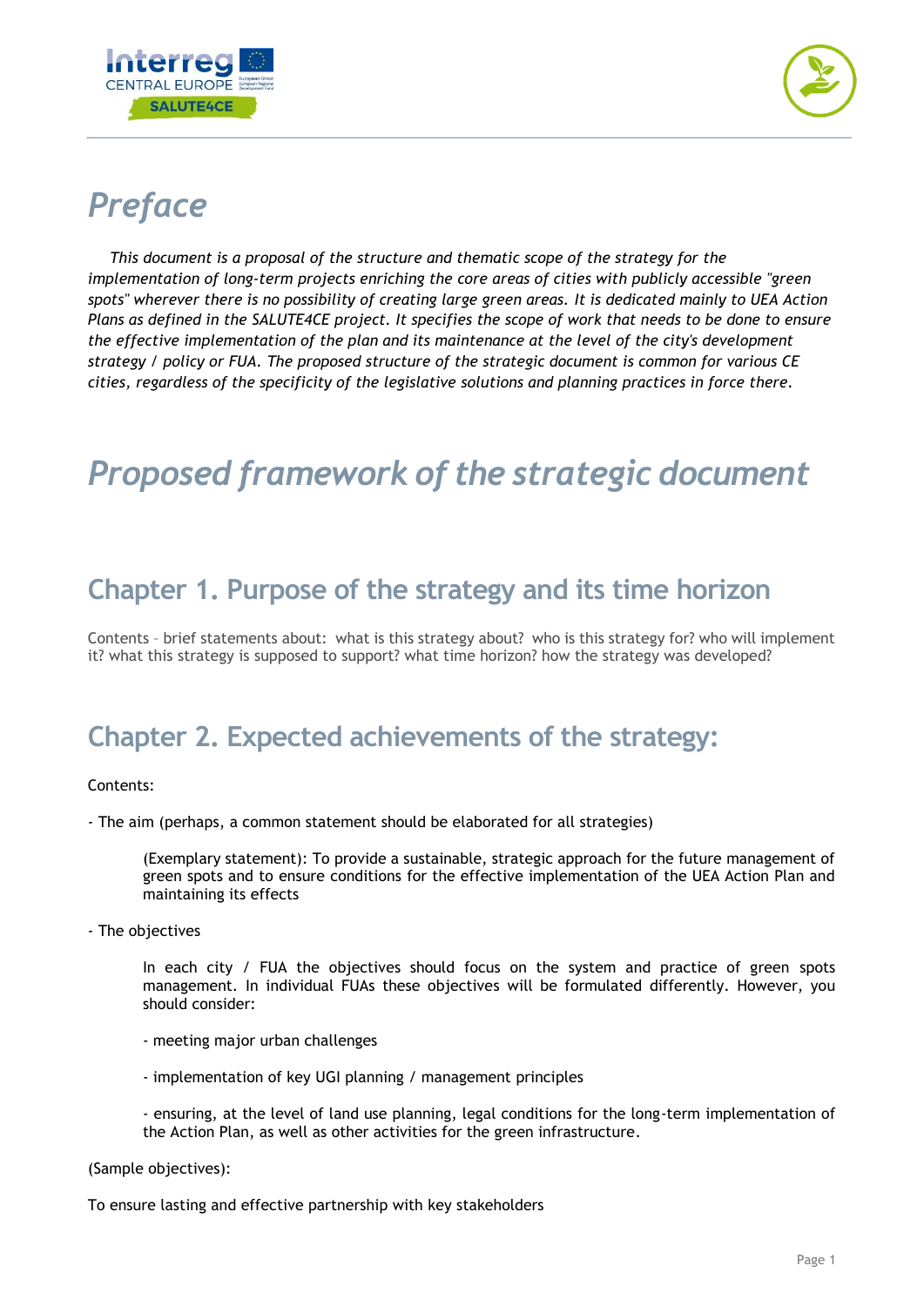# *Preface*

*This document is a proposal of the structure and thematic scope of the strategy for the implementation of long-term projects enriching the core areas of cities with publicly accessible "green spots" wherever there is no possibility of creating large green areas. It is dedicated mainly to UEA Action Plans as defined in the SALUTE4CE project. It specifies the scope of work that needs to be done to ensure the effective implementation of the plan and its maintenance at the level of the city's development strategy / policy or FUA. The proposed structure of the strategic document is common for various CE cities, regardless of the specificity of the legislative solutions and planning practices in force there.*

# *Proposed framework of the strategic document*

## Chapter 1. Purpose of the strategy and its time horizon

Contents – brief statements about: what is this strategy about? who is this strategy for? who will implement it? what this strategy is supposed to support? what time horizon? how the strategy was developed?

## Chapter 2. Expected achievements of the strategy:

Contents:

- The aim (perhaps, a common statement should be elaborated for all strategies)

  (Exemplary statement): To provide a sustainable, strategic approach for the future management of green spots and to ensure conditions for the effective implementation of the UEA Action Plan and maintaining its effects

- The objectives

  In each city / FUA the objectives should focus on the system and practice of green spots management. In individual FUAs these objectives will be formulated differently. However, you should consider:

  - meeting major urban challenges

  - implementation of key UGI planning / management principles

  - ensuring, at the level of land use planning, legal conditions for the long-term implementation of the Action Plan, as well as other activities for the green infrastructure.

(Sample objectives):

To ensure lasting and effective partnership with key stakeholders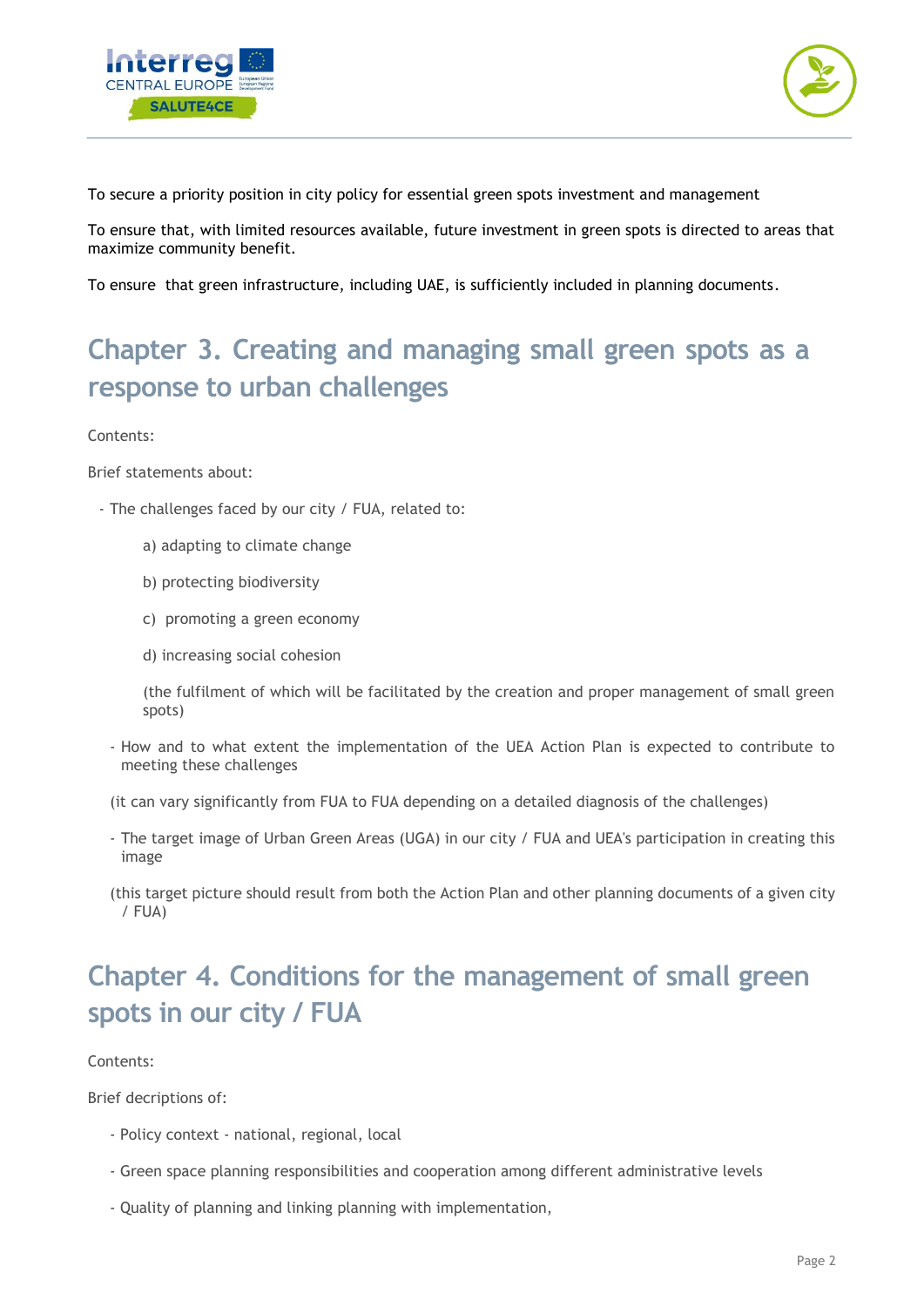To secure a priority position in city policy for essential green spots investment and management

To ensure that, with limited resources available, future investment in green spots is directed to areas that maximize community benefit.

To ensure that green infrastructure, including UAE, is sufficiently included in planning documents.

## Chapter 3. Creating and managing small green spots as a response to urban challenges

Contents:

Brief statements about:

- The challenges faced by our city / FUA, related to:

  a) adapting to climate change

  b) protecting biodiversity

  c) promoting a green economy

  d) increasing social cohesion

  (the fulfilment of which will be facilitated by the creation and proper management of small green spots)

- How and to what extent the implementation of the UEA Action Plan is expected to contribute to meeting these challenges

  (it can vary significantly from FUA to FUA depending on a detailed diagnosis of the challenges)

- The target image of Urban Green Areas (UGA) in our city / FUA and UEA's participation in creating this image

  (this target picture should result from both the Action Plan and other planning documents of a given city / FUA)

## Chapter 4. Conditions for the management of small green spots in our city / FUA

Contents:

Brief decriptions of:

- Policy context - national, regional, local
- Green space planning responsibilities and cooperation among different administrative levels
- Quality of planning and linking planning with implementation,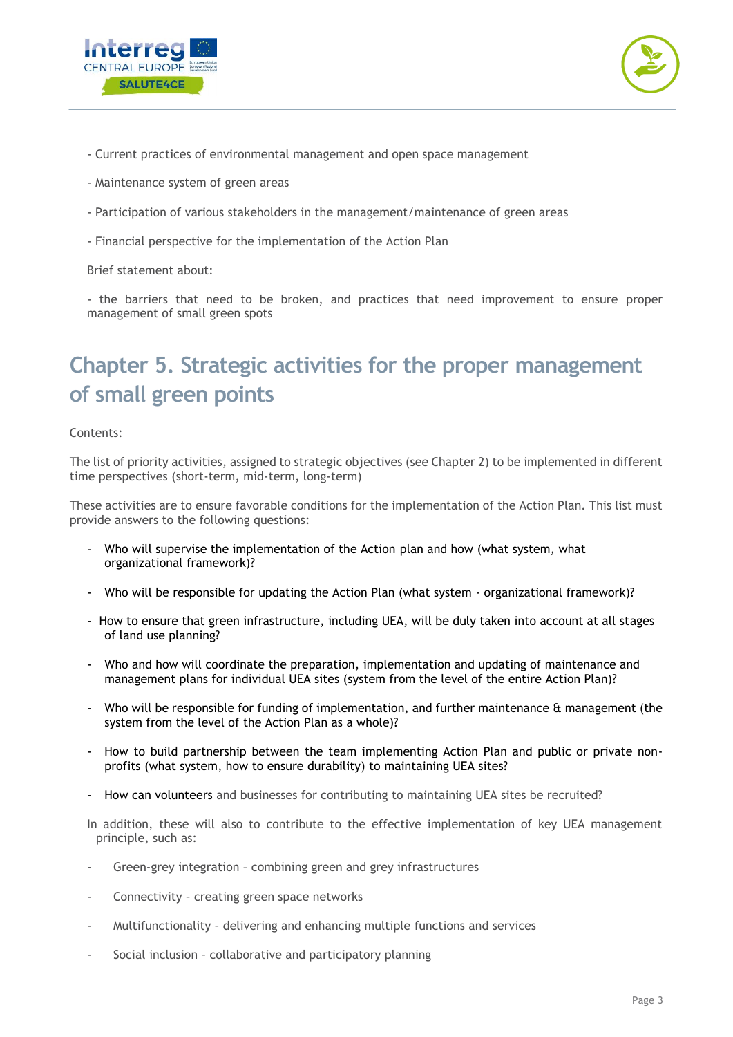- Current practices of environmental management and open space management

- Maintenance system of green areas

- Participation of various stakeholders in the management/maintenance of green areas

- Financial perspective for the implementation of the Action Plan

Brief statement about:

- the barriers that need to be broken, and practices that need improvement to ensure proper management of small green spots

## Chapter 5. Strategic activities for the proper management of small green points

Contents:

The list of priority activities, assigned to strategic objectives (see Chapter 2) to be implemented in different time perspectives (short-term, mid-term, long-term)

These activities are to ensure favorable conditions for the implementation of the Action Plan. This list must provide answers to the following questions:

- Who will supervise the implementation of the Action plan and how (what system, what organizational framework)?
- Who will be responsible for updating the Action Plan (what system - organizational framework)?
- How to ensure that green infrastructure, including UEA, will be duly taken into account at all stages of land use planning?
- Who and how will coordinate the preparation, implementation and updating of maintenance and management plans for individual UEA sites (system from the level of the entire Action Plan)?
- Who will be responsible for funding of implementation, and further maintenance & management (the system from the level of the Action Plan as a whole)?
- How to build partnership between the team implementing Action Plan and public or private non-profits (what system, how to ensure durability) to maintaining UEA sites?
- How can volunteers and businesses for contributing to maintaining UEA sites be recruited?

In addition, these will also to contribute to the effective implementation of key UEA management principle, such as:

- Green-grey integration – combining green and grey infrastructures
- Connectivity – creating green space networks
- Multifunctionality – delivering and enhancing multiple functions and services
- Social inclusion – collaborative and participatory planning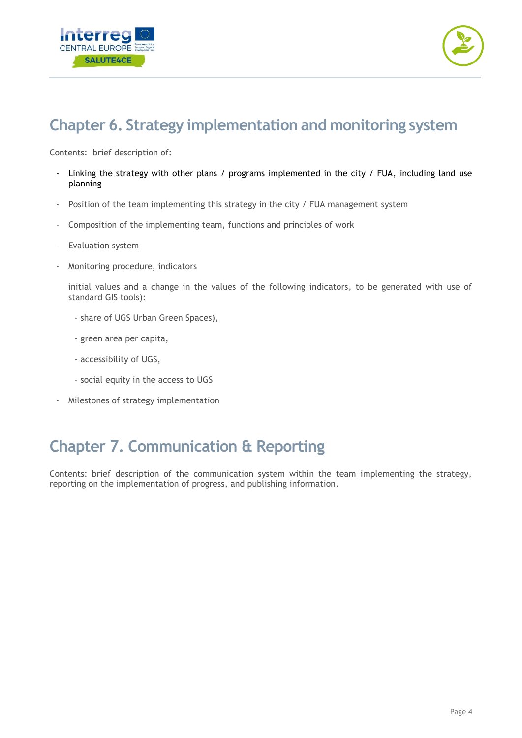## Chapter 6. Strategy implementation and monitoring system

Contents: brief description of:

- Linking the strategy with other plans / programs implemented in the city / FUA, including land use planning
- Position of the team implementing this strategy in the city / FUA management system
- Composition of the implementing team, functions and principles of work
- Evaluation system
- Monitoring procedure, indicators

  initial values and a change in the values of the following indicators, to be generated with use of standard GIS tools):

  - share of UGS Urban Green Spaces),
  - green area per capita,
  - accessibility of UGS,
  - social equity in the access to UGS
- Milestones of strategy implementation

## Chapter 7. Communication & Reporting

Contents: brief description of the communication system within the team implementing the strategy, reporting on the implementation of progress, and publishing information.